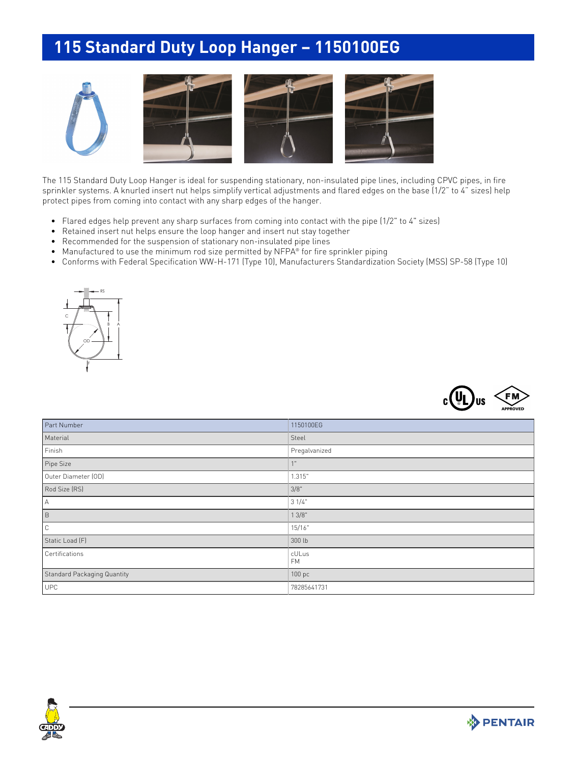# 115 Standard Duty Loop Hanger – 1150100EG

The 115 Standard Duty Loop Hanger is ideal for suspending stationary, non-insulated pipe lines, including CPVC pipes, in fire sprinkler systems. A knurled insert nut helps simplify vertical adjustments and flared edges on the base (1/2" to 4" sizes) help protect pipes from coming into contact with any sharp edges of the hanger.

- Flared edges help prevent any sharp surfaces from coming into contact with the pipe (1/2" to 4" sizes)
- Retained insert nut helps ensure the loop hanger and insert nut stay together
- Recommended for the suspension of stationary non-insulated pipe lines
- Manufactured to use the minimum rod size permitted by NFPA® for fire sprinkler piping
- Conforms with Federal Specification WW-H-171 (Type 10), Manufacturers Standardization Society (MSS) SP-58 (Type 10)

| Part Number | 1150100EG |
|---|---|
| Material | Steel |
| Finish | Pregalvanized |
| Pipe Size | 1" |
| Outer Diameter (OD) | 1.315" |
| Rod Size (RS) | 3/8" |
| A | 3 1/4" |
| B | 1 3/8" |
| C | 15/16" |
| Static Load (F) | 300 lb |
| Certifications | cULus<br>FM |
| Standard Packaging Quantity | 100 pc |
| UPC | 78285641731 |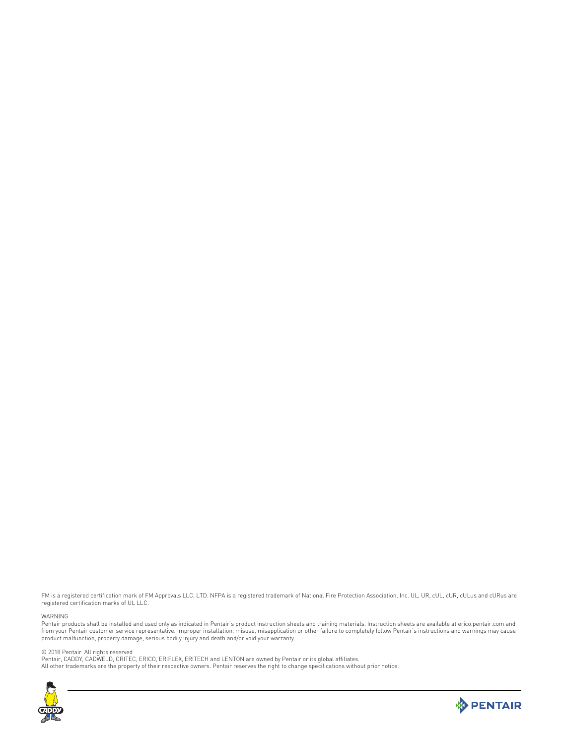FM is a registered certification mark of FM Approvals LLC, LTD. NFPA is a registered trademark of National Fire Protection Association, Inc. UL, UR, cUL, cUR, cULus and cURus are registered certification marks of UL LLC.

WARNING

Pentair products shall be installed and used only as indicated in Pentair's product instruction sheets and training materials. Instruction sheets are available at erico.pentair.com and from your Pentair customer service representative. Improper installation, misuse, misapplication or other failure to completely follow Pentair's instructions and warnings may cause product malfunction, property damage, serious bodily injury and death and/or void your warranty.

© 2018 Pentair All rights reserved
Pentair, CADDY, CADWELD, CRITEC, ERICO, ERIFLEX, ERITECH and LENTON are owned by Pentair or its global affiliates.
All other trademarks are the property of their respective owners. Pentair reserves the right to change specifications without prior notice.

CADDY

PENTAIR